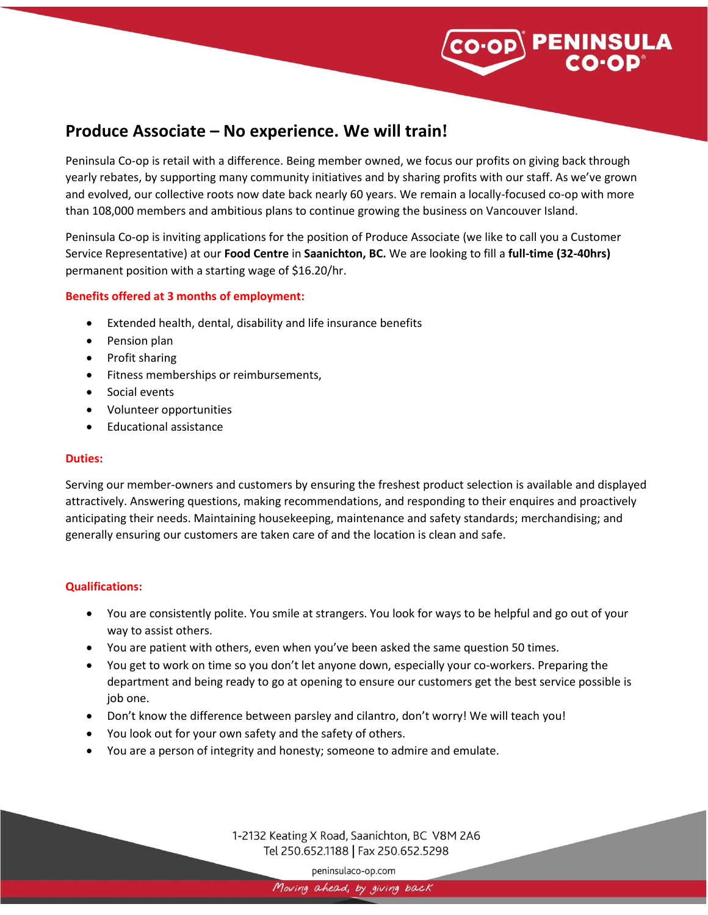# Produce Associate – No experience. We will train!

Peninsula Co-op is retail with a difference. Being member owned, we focus our profits on giving back through yearly rebates, by supporting many community initiatives and by sharing profits with our staff. As we've grown and evolved, our collective roots now date back nearly 60 years. We remain a locally-focused co-op with more than 108,000 members and ambitious plans to continue growing the business on Vancouver Island.

Peninsula Co-op is inviting applications for the position of Produce Associate (we like to call you a Customer Service Representative) at our **Food Centre** in **Saanichton, BC.** We are looking to fill a **full-time (32-40hrs)** permanent position with a starting wage of $16.20/hr.

**Benefits offered at 3 months of employment:**

- Extended health, dental, disability and life insurance benefits
- Pension plan
- Profit sharing
- Fitness memberships or reimbursements,
- Social events
- Volunteer opportunities
- Educational assistance

**Duties:**

Serving our member-owners and customers by ensuring the freshest product selection is available and displayed attractively. Answering questions, making recommendations, and responding to their enquires and proactively anticipating their needs. Maintaining housekeeping, maintenance and safety standards; merchandising; and generally ensuring our customers are taken care of and the location is clean and safe.

**Qualifications:**

- You are consistently polite. You smile at strangers. You look for ways to be helpful and go out of your way to assist others.
- You are patient with others, even when you've been asked the same question 50 times.
- You get to work on time so you don't let anyone down, especially your co-workers. Preparing the department and being ready to go at opening to ensure our customers get the best service possible is job one.
- Don't know the difference between parsley and cilantro, don't worry! We will teach you!
- You look out for your own safety and the safety of others.
- You are a person of integrity and honesty; someone to admire and emulate.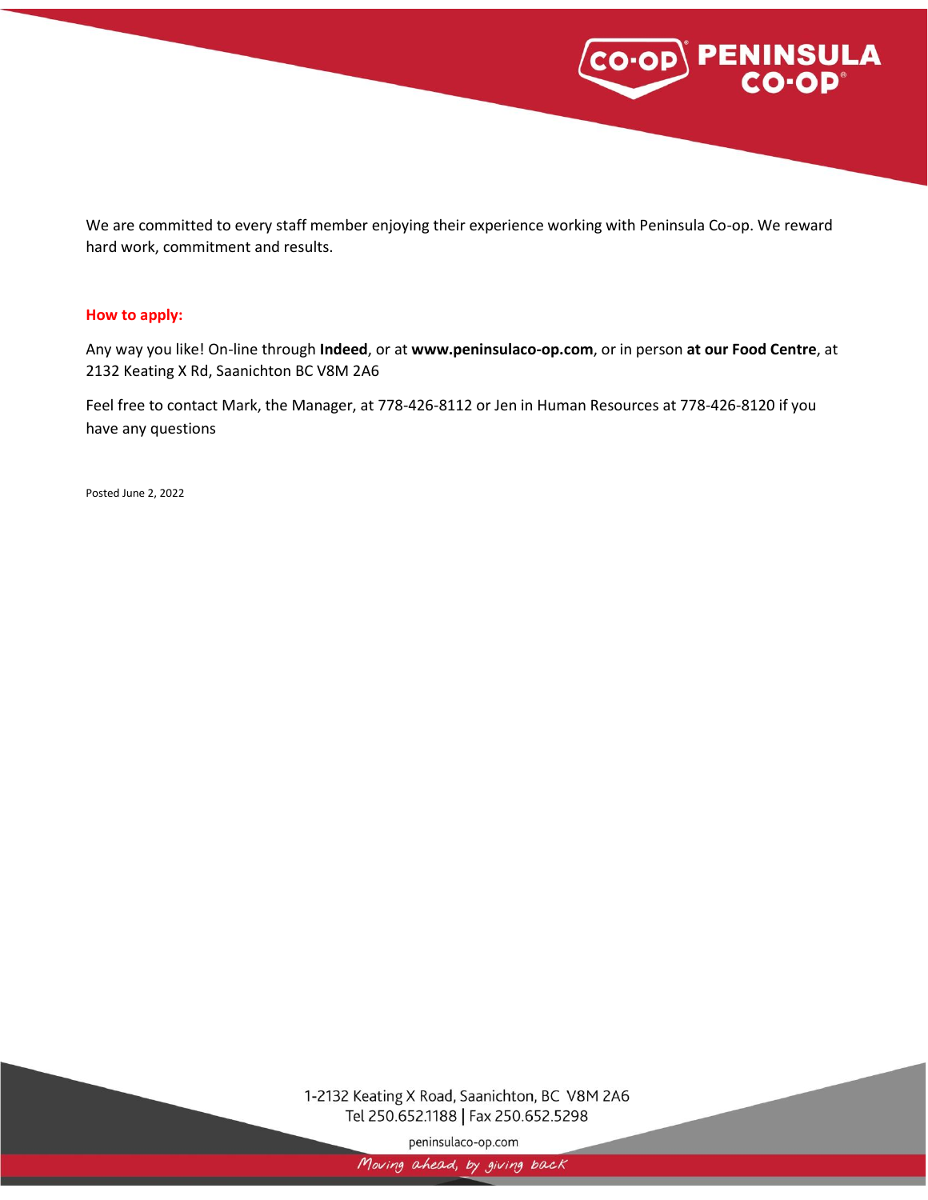We are committed to every staff member enjoying their experience working with Peninsula Co-op. We reward hard work, commitment and results.

**How to apply:**

Any way you like! On-line through **Indeed**, or at **www.peninsulaco-op.com**, or in person **at our Food Centre**, at 2132 Keating X Rd, Saanichton BC V8M 2A6

Feel free to contact Mark, the Manager, at 778-426-8112 or Jen in Human Resources at 778-426-8120 if you have any questions

Posted June 2, 2022